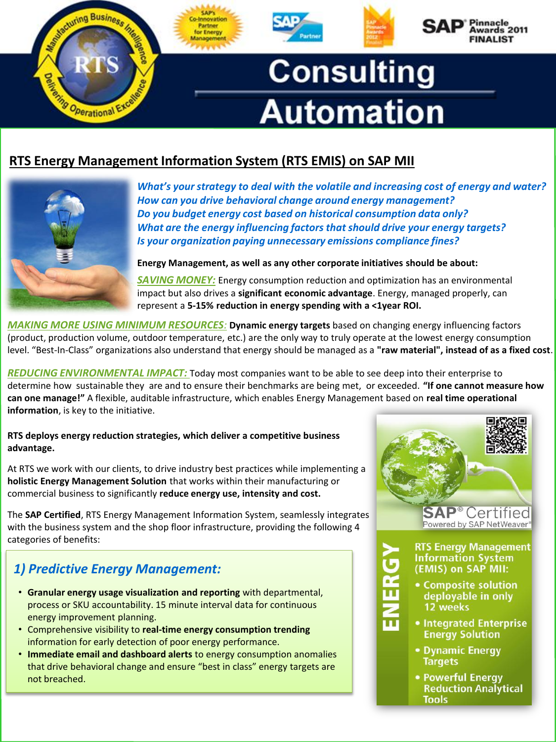# Consulting Automation

## RTS Energy Management Information System (RTS EMIS) on SAP MII

***What's your strategy to deal with the volatile and increasing cost of energy and water?***
***How can you drive behavioral change around energy management?***
***Do you budget energy cost based on historical consumption data only?***
***What are the energy influencing factors that should drive your energy targets?***
***Is your organization paying unnecessary emissions compliance fines?***

**Energy Management, as well as any other corporate initiatives should be about:**

***SAVING MONEY:*** Energy consumption reduction and optimization has an environmental impact but also drives a **significant economic advantage**. Energy, managed properly, can represent a **5-15% reduction in energy spending with a <1year ROI.**

***MAKING MORE USING MINIMUM RESOURCES:*** **Dynamic energy targets** based on changing energy influencing factors (product, production volume, outdoor temperature, etc.) are the only way to truly operate at the lowest energy consumption level. "Best-In-Class" organizations also understand that energy should be managed as a **"raw material", instead of as a fixed cost**.

***REDUCING ENVIRONMENTAL IMPACT:*** Today most companies want to be able to see deep into their enterprise to determine how sustainable they are and to ensure their benchmarks are being met, or exceeded. **"If one cannot measure how can one manage!"** A flexible, auditable infrastructure, which enables Energy Management based on **real time operational information**, is key to the initiative.

**RTS deploys energy reduction strategies, which deliver a competitive business advantage.**

At RTS we work with our clients, to drive industry best practices while implementing a **holistic Energy Management Solution** that works within their manufacturing or commercial business to significantly **reduce energy use, intensity and cost.**

The **SAP Certified**, RTS Energy Management Information System, seamlessly integrates with the business system and the shop floor infrastructure, providing the following 4 categories of benefits:

### *1) Predictive Energy Management:*

- **Granular energy usage visualization and reporting** with departmental, process or SKU accountability. 15 minute interval data for continuous energy improvement planning.
- Comprehensive visibility to **real-time energy consumption trending** information for early detection of poor energy performance.
- **Immediate email and dashboard alerts** to energy consumption anomalies that drive behavioral change and ensure "best in class" energy targets are not breached.

SAP® Certified
Powered by SAP NetWeaver®

**ENERGY**

**RTS Energy Management Information System (EMIS) on SAP MII:**

- Composite solution deployable in only 12 weeks
- Integrated Enterprise Energy Solution
- Dynamic Energy Targets
- Powerful Energy Reduction Analytical Tools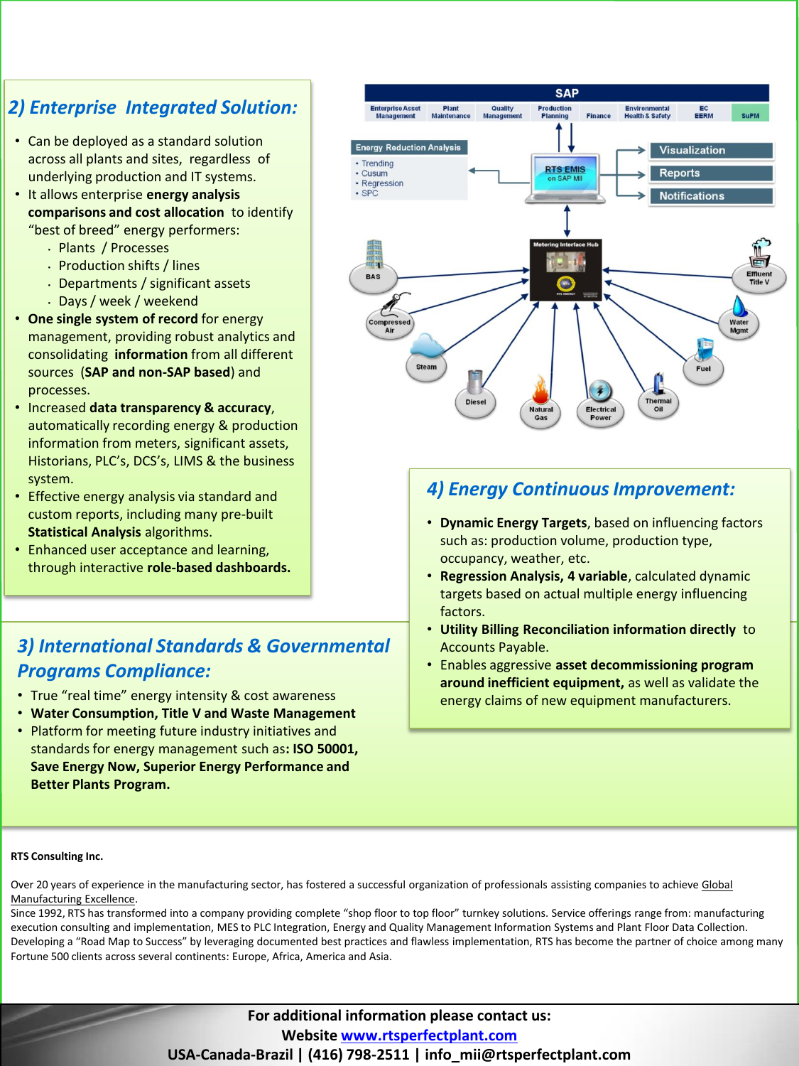## 2) Enterprise Integrated Solution:

- Can be deployed as a standard solution across all plants and sites, regardless of underlying production and IT systems.
- It allows enterprise **energy analysis comparisons and cost allocation** to identify "best of breed" energy performers:
  - Plants / Processes
  - Production shifts / lines
  - Departments / significant assets
  - Days / week / weekend
- **One single system of record** for energy management, providing robust analytics and consolidating **information** from all different sources (**SAP and non-SAP based**) and processes.
- Increased **data transparency & accuracy**, automatically recording energy & production information from meters, significant assets, Historians, PLC's, DCS's, LIMS & the business system.
- Effective energy analysis via standard and custom reports, including many pre-built **Statistical Analysis** algorithms.
- Enhanced user acceptance and learning, through interactive **role-based dashboards.**

SAP

Enterprise Asset Management | Plant Maintenance | Quality Management | Production Planning | Finance | Environmental Health & Safety | EC EERM | SuPM

Energy Reduction Analysis
- Trending
- Cusum
- Regression
- SPC

RTS EMIS on SAP MII

Visualization

Reports

Notifications

Metering Interface Hub

BAS

Compressed Air

Steam

Diesel

Natural Gas

Electrical Power

Thermal Oil

Fuel

Water Mgmt

Effluent Title V

## 4) Energy Continuous Improvement:

- **Dynamic Energy Targets**, based on influencing factors such as: production volume, production type, occupancy, weather, etc.
- **Regression Analysis, 4 variable**, calculated dynamic targets based on actual multiple energy influencing factors.
- **Utility Billing Reconciliation information directly** to Accounts Payable.
- Enables aggressive **asset decommissioning program around inefficient equipment,** as well as validate the energy claims of new equipment manufacturers.

## 3) International Standards & Governmental Programs Compliance:

- True "real time" energy intensity & cost awareness
- **Water Consumption, Title V and Waste Management**
- Platform for meeting future industry initiatives and standards for energy management such as**: ISO 50001, Save Energy Now, Superior Energy Performance and Better Plants Program.**

**RTS Consulting Inc.**

Over 20 years of experience in the manufacturing sector, has fostered a successful organization of professionals assisting companies to achieve Global Manufacturing Excellence.
Since 1992, RTS has transformed into a company providing complete "shop floor to top floor" turnkey solutions. Service offerings range from: manufacturing execution consulting and implementation, MES to PLC Integration, Energy and Quality Management Information Systems and Plant Floor Data Collection. Developing a "Road Map to Success" by leveraging documented best practices and flawless implementation, RTS has become the partner of choice among many Fortune 500 clients across several continents: Europe, Africa, America and Asia.

**For additional information please contact us:**
**Website www.rtsperfectplant.com**
**USA-Canada-Brazil | (416) 798-2511 | info_mii@rtsperfectplant.com**